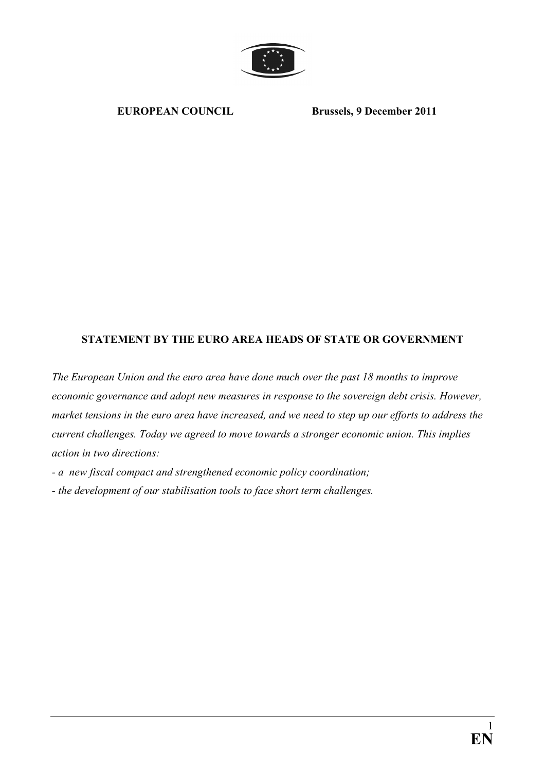**EUROPEAN COUNCIL** **Brussels, 9 December 2011**

# STATEMENT BY THE EURO AREA HEADS OF STATE OR GOVERNMENT

*The European Union and the euro area have done much over the past 18 months to improve economic governance and adopt new measures in response to the sovereign debt crisis. However, market tensions in the euro area have increased, and we need to step up our efforts to address the current challenges. Today we agreed to move towards a stronger economic union. This implies action in two directions:*

- *a new fiscal compact and strengthened economic policy coordination;*
- *the development of our stabilisation tools to face short term challenges.*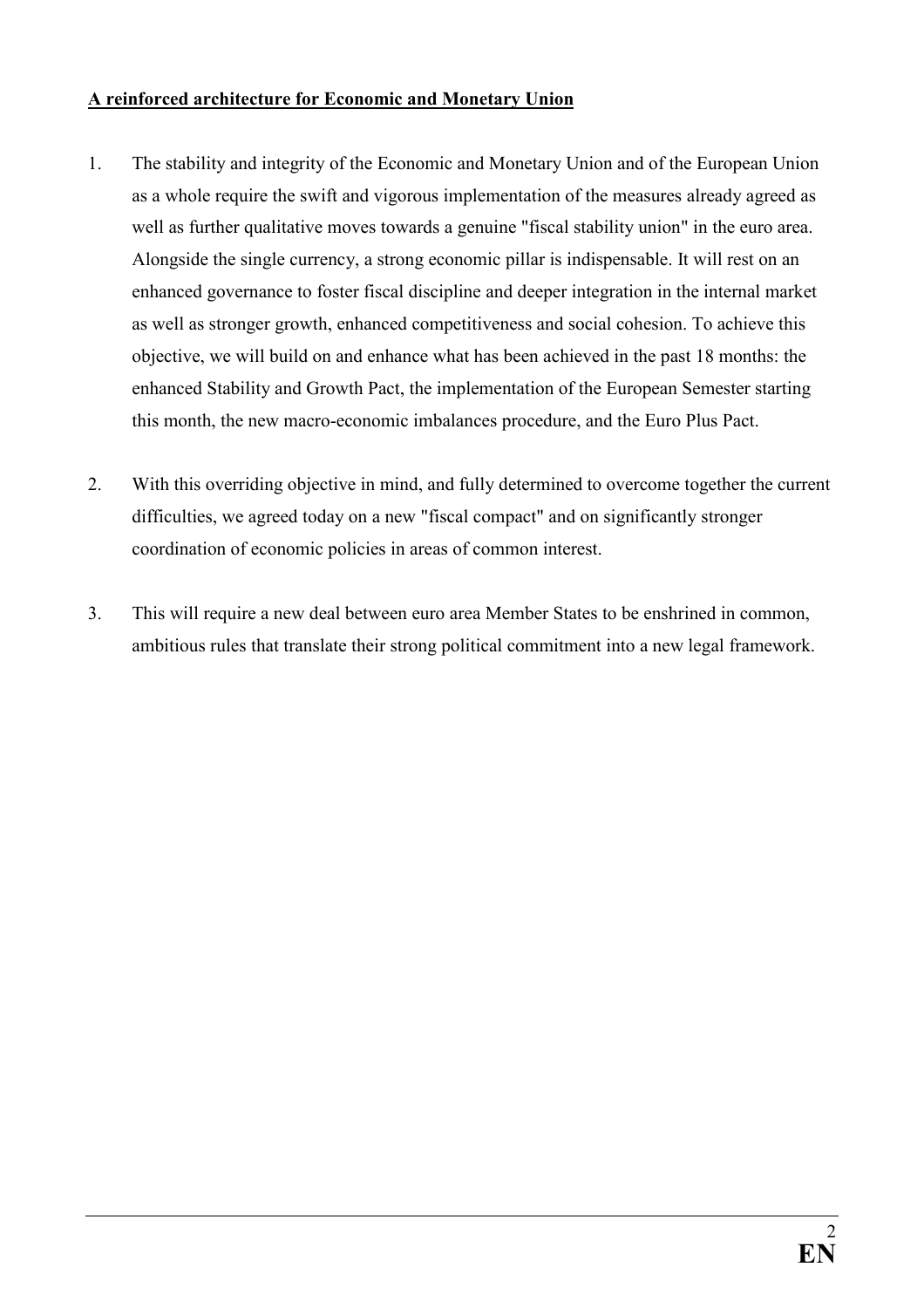**A reinforced architecture for Economic and Monetary Union**

1. The stability and integrity of the Economic and Monetary Union and of the European Union as a whole require the swift and vigorous implementation of the measures already agreed as well as further qualitative moves towards a genuine "fiscal stability union" in the euro area. Alongside the single currency, a strong economic pillar is indispensable. It will rest on an enhanced governance to foster fiscal discipline and deeper integration in the internal market as well as stronger growth, enhanced competitiveness and social cohesion. To achieve this objective, we will build on and enhance what has been achieved in the past 18 months: the enhanced Stability and Growth Pact, the implementation of the European Semester starting this month, the new macro-economic imbalances procedure, and the Euro Plus Pact.

2. With this overriding objective in mind, and fully determined to overcome together the current difficulties, we agreed today on a new "fiscal compact" and on significantly stronger coordination of economic policies in areas of common interest.

3. This will require a new deal between euro area Member States to be enshrined in common, ambitious rules that translate their strong political commitment into a new legal framework.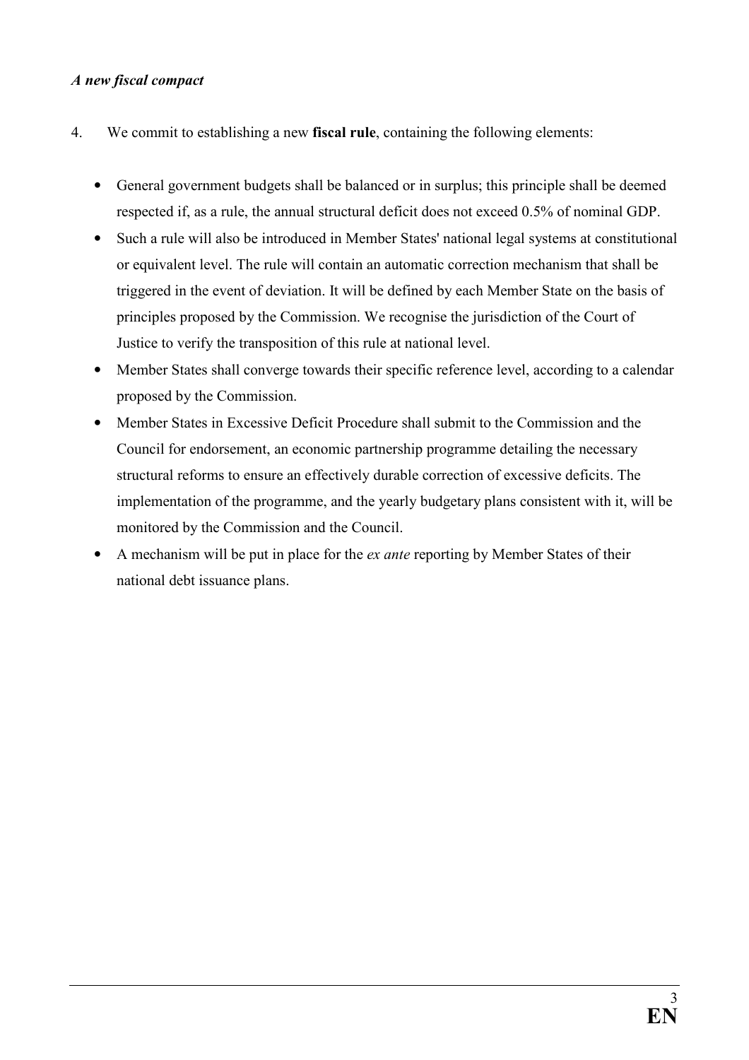*A new fiscal compact*

4. We commit to establishing a new **fiscal rule**, containing the following elements:

   - General government budgets shall be balanced or in surplus; this principle shall be deemed respected if, as a rule, the annual structural deficit does not exceed 0.5% of nominal GDP.
   - Such a rule will also be introduced in Member States' national legal systems at constitutional or equivalent level. The rule will contain an automatic correction mechanism that shall be triggered in the event of deviation. It will be defined by each Member State on the basis of principles proposed by the Commission. We recognise the jurisdiction of the Court of Justice to verify the transposition of this rule at national level.
   - Member States shall converge towards their specific reference level, according to a calendar proposed by the Commission.
   - Member States in Excessive Deficit Procedure shall submit to the Commission and the Council for endorsement, an economic partnership programme detailing the necessary structural reforms to ensure an effectively durable correction of excessive deficits. The implementation of the programme, and the yearly budgetary plans consistent with it, will be monitored by the Commission and the Council.
   - A mechanism will be put in place for the *ex ante* reporting by Member States of their national debt issuance plans.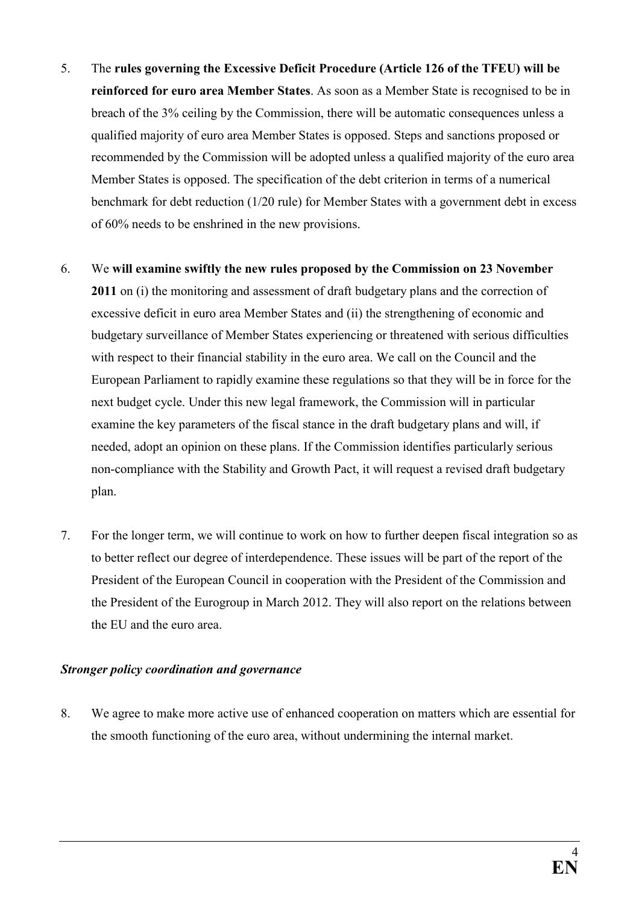5. The **rules governing the Excessive Deficit Procedure (Article 126 of the TFEU) will be reinforced for euro area Member States**. As soon as a Member State is recognised to be in breach of the 3% ceiling by the Commission, there will be automatic consequences unless a qualified majority of euro area Member States is opposed. Steps and sanctions proposed or recommended by the Commission will be adopted unless a qualified majority of the euro area Member States is opposed. The specification of the debt criterion in terms of a numerical benchmark for debt reduction (1/20 rule) for Member States with a government debt in excess of 60% needs to be enshrined in the new provisions.

6. We **will examine swiftly the new rules proposed by the Commission on 23 November 2011** on (i) the monitoring and assessment of draft budgetary plans and the correction of excessive deficit in euro area Member States and (ii) the strengthening of economic and budgetary surveillance of Member States experiencing or threatened with serious difficulties with respect to their financial stability in the euro area. We call on the Council and the European Parliament to rapidly examine these regulations so that they will be in force for the next budget cycle. Under this new legal framework, the Commission will in particular examine the key parameters of the fiscal stance in the draft budgetary plans and will, if needed, adopt an opinion on these plans. If the Commission identifies particularly serious non-compliance with the Stability and Growth Pact, it will request a revised draft budgetary plan.

7. For the longer term, we will continue to work on how to further deepen fiscal integration so as to better reflect our degree of interdependence. These issues will be part of the report of the President of the European Council in cooperation with the President of the Commission and the President of the Eurogroup in March 2012. They will also report on the relations between the EU and the euro area.

***Stronger policy coordination and governance***

8. We agree to make more active use of enhanced cooperation on matters which are essential for the smooth functioning of the euro area, without undermining the internal market.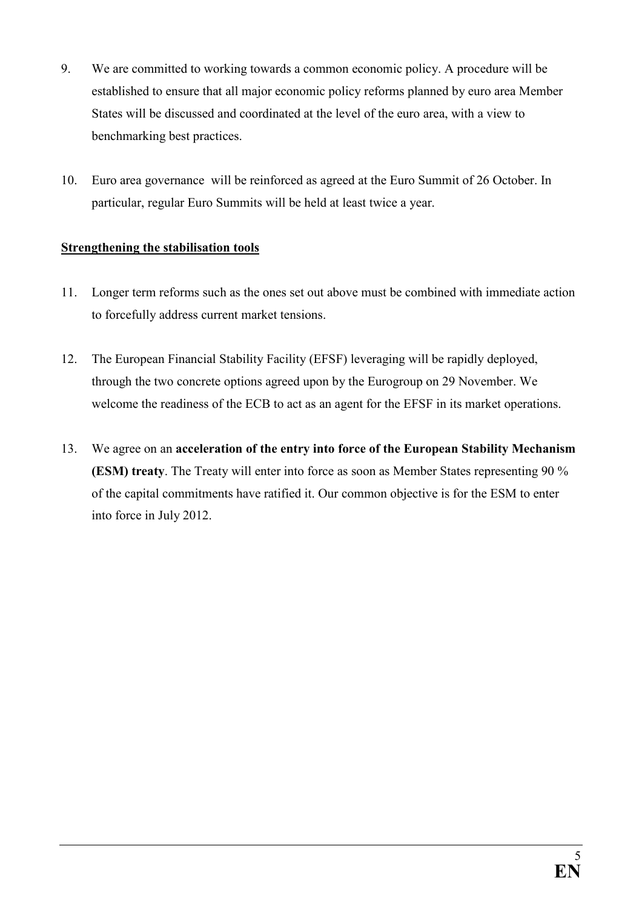9. We are committed to working towards a common economic policy. A procedure will be established to ensure that all major economic policy reforms planned by euro area Member States will be discussed and coordinated at the level of the euro area, with a view to benchmarking best practices.

10. Euro area governance will be reinforced as agreed at the Euro Summit of 26 October. In particular, regular Euro Summits will be held at least twice a year.

**<u>Strengthening the stabilisation tools</u>**

11. Longer term reforms such as the ones set out above must be combined with immediate action to forcefully address current market tensions.

12. The European Financial Stability Facility (EFSF) leveraging will be rapidly deployed, through the two concrete options agreed upon by the Eurogroup on 29 November. We welcome the readiness of the ECB to act as an agent for the EFSF in its market operations.

13. We agree on an **acceleration of the entry into force of the European Stability Mechanism (ESM) treaty**. The Treaty will enter into force as soon as Member States representing 90 % of the capital commitments have ratified it. Our common objective is for the ESM to enter into force in July 2012.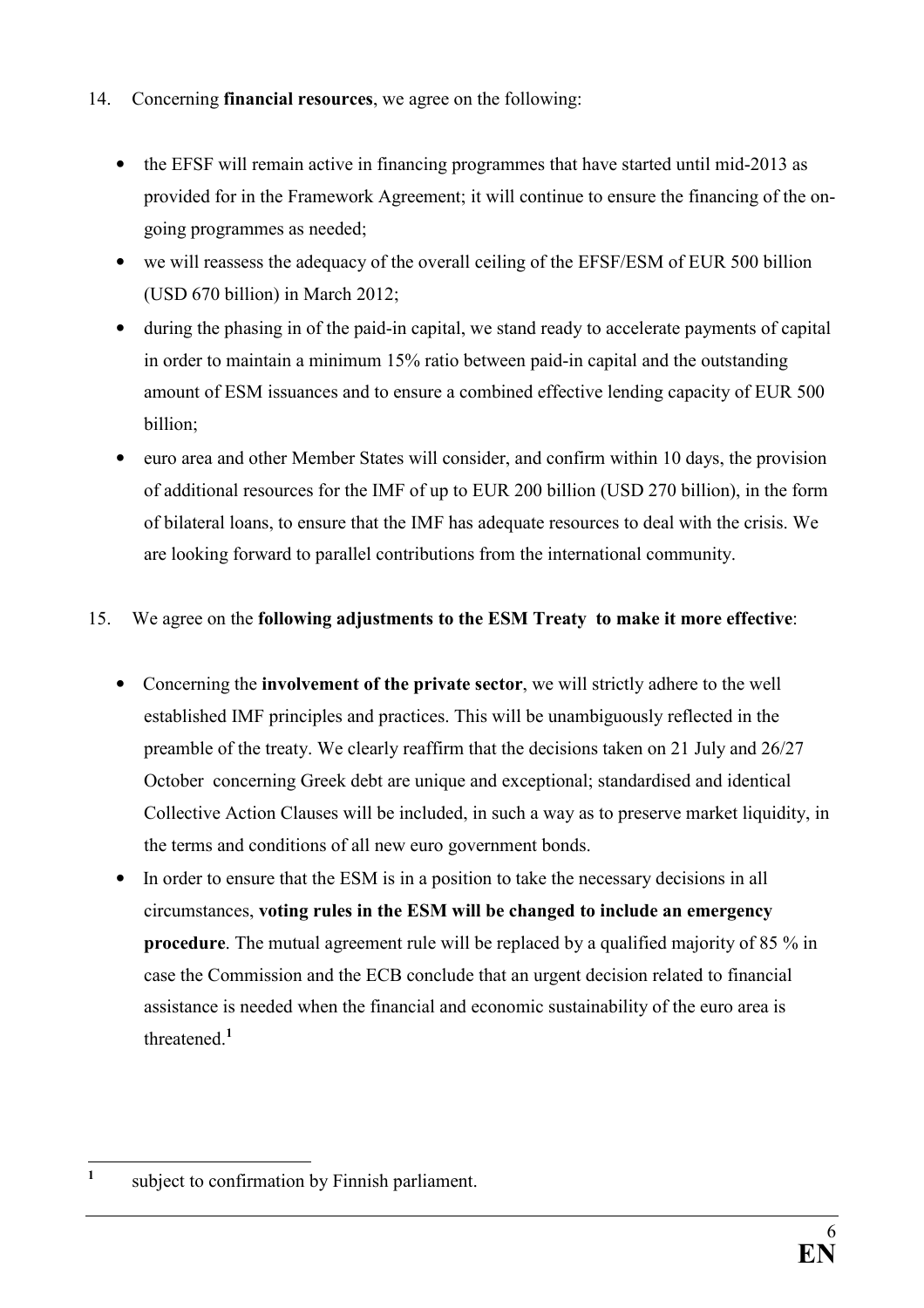14. Concerning **financial resources**, we agree on the following:

- the EFSF will remain active in financing programmes that have started until mid-2013 as provided for in the Framework Agreement; it will continue to ensure the financing of the on-going programmes as needed;
- we will reassess the adequacy of the overall ceiling of the EFSF/ESM of EUR 500 billion (USD 670 billion) in March 2012;
- during the phasing in of the paid-in capital, we stand ready to accelerate payments of capital in order to maintain a minimum 15% ratio between paid-in capital and the outstanding amount of ESM issuances and to ensure a combined effective lending capacity of EUR 500 billion;
- euro area and other Member States will consider, and confirm within 10 days, the provision of additional resources for the IMF of up to EUR 200 billion (USD 270 billion), in the form of bilateral loans, to ensure that the IMF has adequate resources to deal with the crisis. We are looking forward to parallel contributions from the international community.

15. We agree on the **following adjustments to the ESM Treaty to make it more effective**:

- Concerning the **involvement of the private sector**, we will strictly adhere to the well established IMF principles and practices. This will be unambiguously reflected in the preamble of the treaty. We clearly reaffirm that the decisions taken on 21 July and 26/27 October concerning Greek debt are unique and exceptional; standardised and identical Collective Action Clauses will be included, in such a way as to preserve market liquidity, in the terms and conditions of all new euro government bonds.
- In order to ensure that the ESM is in a position to take the necessary decisions in all circumstances, **voting rules in the ESM will be changed to include an emergency procedure**. The mutual agreement rule will be replaced by a qualified majority of 85 % in case the Commission and the ECB conclude that an urgent decision related to financial assistance is needed when the financial and economic sustainability of the euro area is threatened.[1]

---

[1] subject to confirmation by Finnish parliament.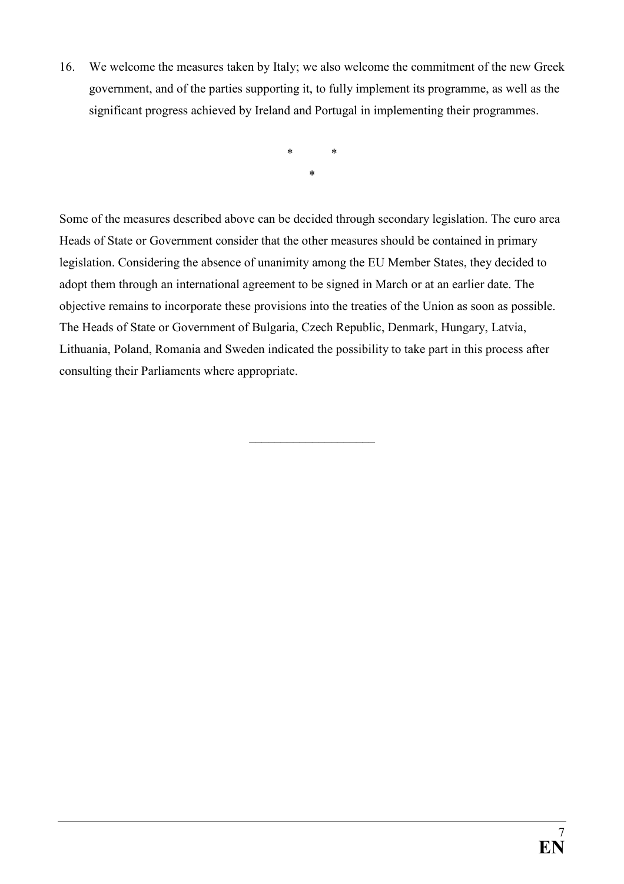16. We welcome the measures taken by Italy; we also welcome the commitment of the new Greek government, and of the parties supporting it, to fully implement its programme, as well as the significant progress achieved by Ireland and Portugal in implementing their programmes.

\*      \*

\*

Some of the measures described above can be decided through secondary legislation. The euro area Heads of State or Government consider that the other measures should be contained in primary legislation. Considering the absence of unanimity among the EU Member States, they decided to adopt them through an international agreement to be signed in March or at an earlier date. The objective remains to incorporate these provisions into the treaties of the Union as soon as possible. The Heads of State or Government of Bulgaria, Czech Republic, Denmark, Hungary, Latvia, Lithuania, Poland, Romania and Sweden indicated the possibility to take part in this process after consulting their Parliaments where appropriate.

____________________